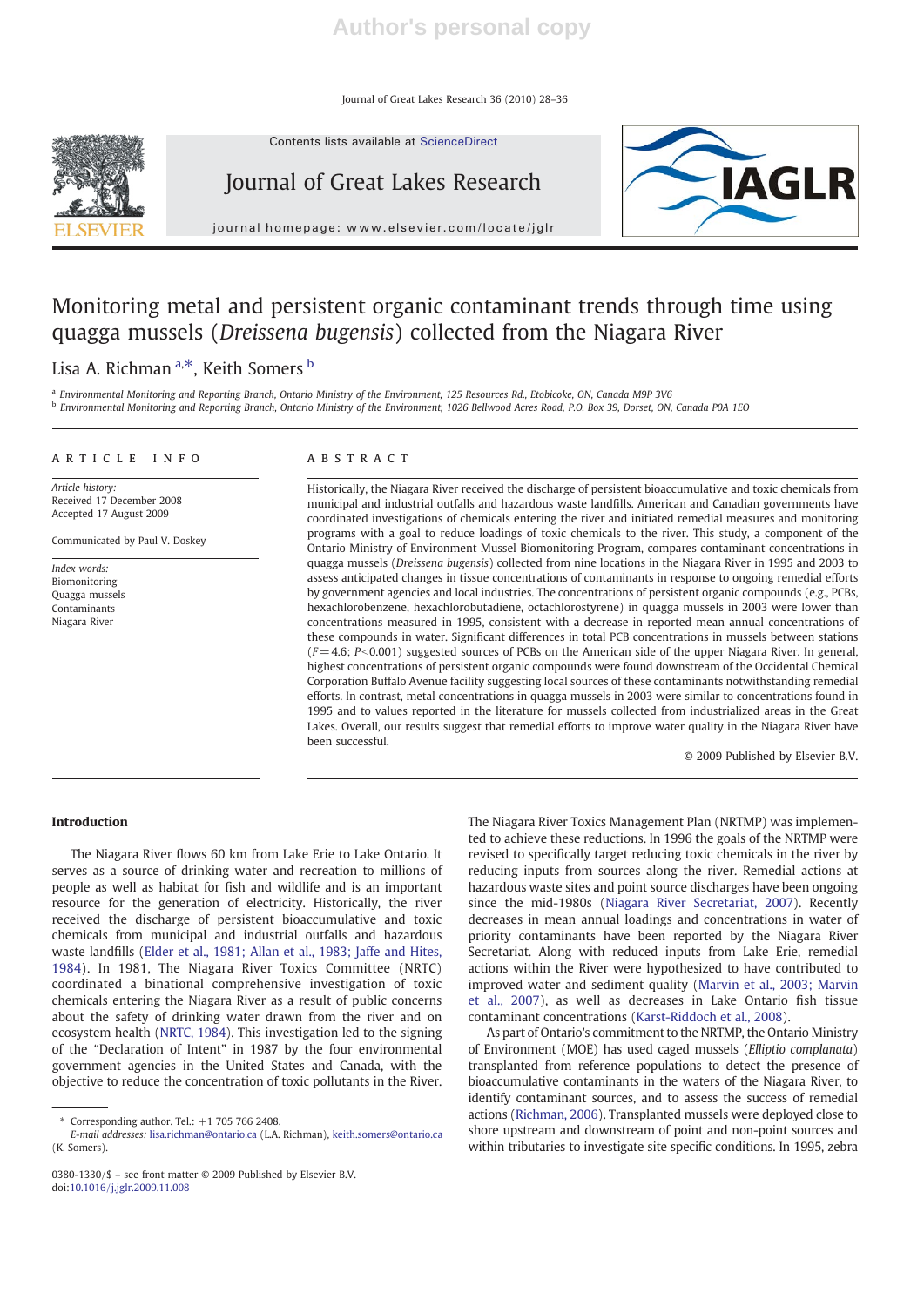Author's personal copy

Contents lists available at ScienceDirect

Journal of Great Lakes Research

journal homepage: www.elsevier.com/locate/jglr

# Monitoring metal and persistent organic contaminant trends through time using quagga mussels (*Dreissena bugensis*) collected from the Niagara River

Lisa A. Richman [a,*], Keith Somers [b]

[a] Environmental Monitoring and Reporting Branch, Ontario Ministry of the Environment, 125 Resources Rd., Etobicoke, ON, Canada M9P 3V6

[b] Environmental Monitoring and Reporting Branch, Ontario Ministry of the Environment, 1026 Bellwood Acres Road, P.O. Box 39, Dorset, ON, Canada P0A 1E0

## ARTICLE INFO

*Article history:*
Received 17 December 2008
Accepted 17 August 2009

Communicated by Paul V. Doskey

*Index words:*
Biomonitoring
Quagga mussels
Contaminants
Niagara River

## ABSTRACT

Historically, the Niagara River received the discharge of persistent bioaccumulative and toxic chemicals from municipal and industrial outfalls and hazardous waste landfills. American and Canadian governments have coordinated investigations of chemicals entering the river and initiated remedial measures and monitoring programs with a goal to reduce loadings of toxic chemicals to the river. This study, a component of the Ontario Ministry of Environment Mussel Biomonitoring Program, compares contaminant concentrations in quagga mussels (*Dreissena bugensis*) collected from nine locations in the Niagara River in 1995 and 2003 to assess anticipated changes in tissue concentrations of contaminants in response to ongoing remedial efforts by government agencies and local industries. The concentrations of persistent organic compounds (e.g., PCBs, hexachlorobenzene, hexachlorobutadiene, octachlorostyrene) in quagga mussels in 2003 were lower than concentrations measured in 1995, consistent with a decrease in reported mean annual concentrations of these compounds in water. Significant differences in total PCB concentrations in mussels between stations ($F = 4.6$; $P < 0.001$) suggested sources of PCBs on the American side of the upper Niagara River. In general, highest concentrations of persistent organic compounds were found downstream of the Occidental Chemical Corporation Buffalo Avenue facility suggesting local sources of these contaminants notwithstanding remedial efforts. In contrast, metal concentrations in quagga mussels in 2003 were similar to concentrations found in 1995 and to values reported in the literature for mussels collected from industrialized areas in the Great Lakes. Overall, our results suggest that remedial efforts to improve water quality in the Niagara River have been successful.

© 2009 Published by Elsevier B.V.

## Introduction

The Niagara River flows 60 km from Lake Erie to Lake Ontario. It serves as a source of drinking water and recreation to millions of people as well as habitat for fish and wildlife and is an important resource for the generation of electricity. Historically, the river received the discharge of persistent bioaccumulative and toxic chemicals from municipal and industrial outfalls and hazardous waste landfills (Elder et al., 1981; Allan et al., 1983; Jaffe and Hites, 1984). In 1981, The Niagara River Toxics Committee (NRTC) coordinated a binational comprehensive investigation of toxic chemicals entering the Niagara River as a result of public concerns about the safety of drinking water drawn from the river and on ecosystem health (NRTC, 1984). This investigation led to the signing of the "Declaration of Intent" in 1987 by the four environmental government agencies in the United States and Canada, with the objective to reduce the concentration of toxic pollutants in the River.

The Niagara River Toxics Management Plan (NRTMP) was implemented to achieve these reductions. In 1996 the goals of the NRTMP were revised to specifically target reducing toxic chemicals in the river by reducing inputs from sources along the river. Remedial actions at hazardous waste sites and point source discharges have been ongoing since the mid-1980s (Niagara River Secretariat, 2007). Recently decreases in mean annual loadings and concentrations in water of priority contaminants have been reported by the Niagara River Secretariat. Along with reduced inputs from Lake Erie, remedial actions within the River were hypothesized to have contributed to improved water and sediment quality (Marvin et al., 2003; Marvin et al., 2007), as well as decreases in Lake Ontario fish tissue contaminant concentrations (Karst-Riddoch et al., 2008).

As part of Ontario's commitment to the NRTMP, the Ontario Ministry of Environment (MOE) has used caged mussels (*Elliptio complanata*) transplanted from reference populations to detect the presence of bioaccumulative contaminants in the waters of the Niagara River, to identify contaminant sources, and to assess the success of remedial actions (Richman, 2006). Transplanted mussels were deployed close to shore upstream and downstream of point and non-point sources and within tributaries to investigate site specific conditions. In 1995, zebra

\* Corresponding author. Tel.: +1 705 766 2408.
*E-mail addresses:* lisa.richman@ontario.ca (L.A. Richman), keith.somers@ontario.ca (K. Somers).

0380-1330/$ – see front matter © 2009 Published by Elsevier B.V.
doi:10.1016/j.jglr.2009.11.008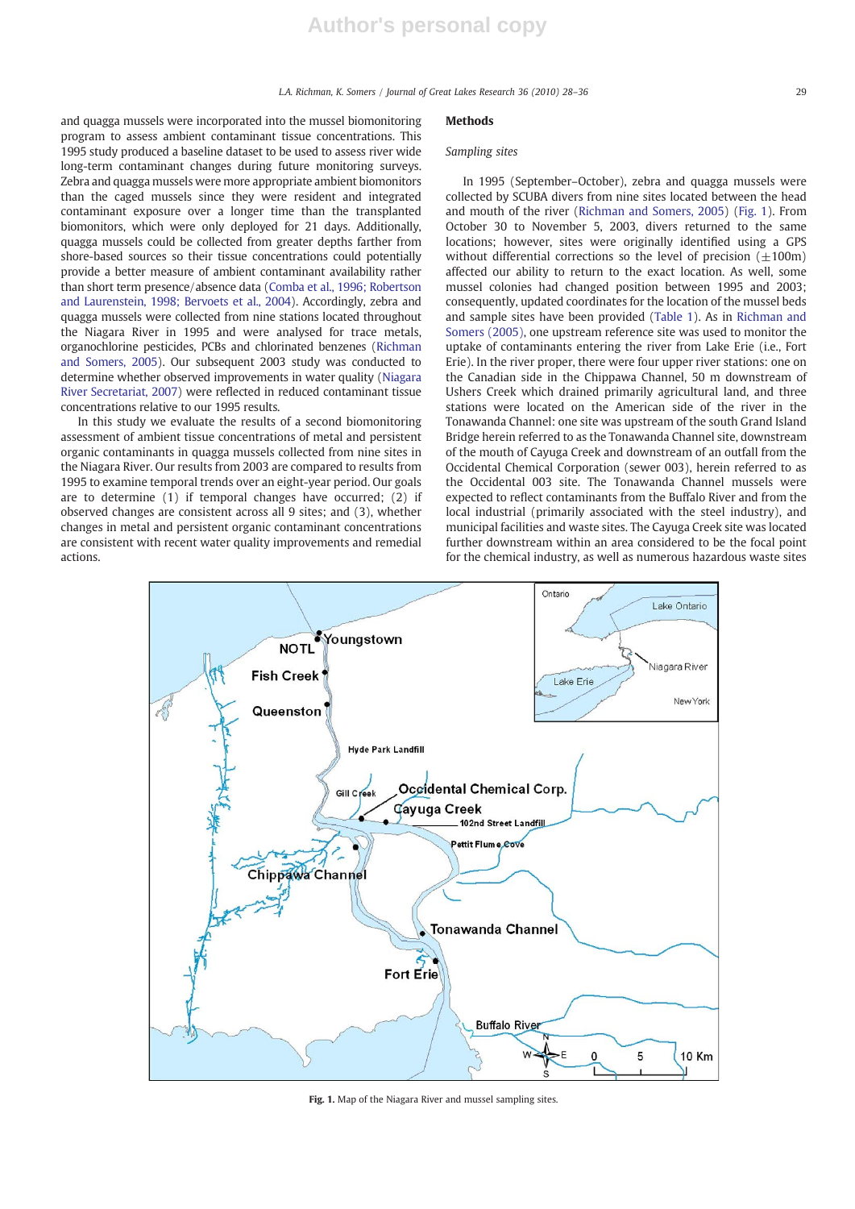and quagga mussels were incorporated into the mussel biomonitoring program to assess ambient contaminant tissue concentrations. This 1995 study produced a baseline dataset to be used to assess river wide long-term contaminant changes during future monitoring surveys. Zebra and quagga mussels were more appropriate ambient biomonitors than the caged mussels since they were resident and integrated contaminant exposure over a longer time than the transplanted biomonitors, which were only deployed for 21 days. Additionally, quagga mussels could be collected from greater depths farther from shore-based sources so their tissue concentrations could potentially provide a better measure of ambient contaminant availability rather than short term presence/absence data (Comba et al., 1996; Robertson and Laurenstein, 1998; Bervoets et al., 2004). Accordingly, zebra and quagga mussels were collected from nine stations located throughout the Niagara River in 1995 and were analysed for trace metals, organochlorine pesticides, PCBs and chlorinated benzenes (Richman and Somers, 2005). Our subsequent 2003 study was conducted to determine whether observed improvements in water quality (Niagara River Secretariat, 2007) were reflected in reduced contaminant tissue concentrations relative to our 1995 results.

In this study we evaluate the results of a second biomonitoring assessment of ambient tissue concentrations of metal and persistent organic contaminants in quagga mussels collected from nine sites in the Niagara River. Our results from 2003 are compared to results from 1995 to examine temporal trends over an eight-year period. Our goals are to determine (1) if temporal changes have occurred; (2) if observed changes are consistent across all 9 sites; and (3), whether changes in metal and persistent organic contaminant concentrations are consistent with recent water quality improvements and remedial actions.

## Methods

### *Sampling sites*

In 1995 (September–October), zebra and quagga mussels were collected by SCUBA divers from nine sites located between the head and mouth of the river (Richman and Somers, 2005) (Fig. 1). From October 30 to November 5, 2003, divers returned to the same locations; however, sites were originally identified using a GPS without differential corrections so the level of precision (±100m) affected our ability to return to the exact location. As well, some mussel colonies had changed position between 1995 and 2003; consequently, updated coordinates for the location of the mussel beds and sample sites have been provided (Table 1). As in Richman and Somers (2005), one upstream reference site was used to monitor the uptake of contaminants entering the river from Lake Erie (i.e., Fort Erie). In the river proper, there were four upper river stations: one on the Canadian side in the Chippawa Channel, 50 m downstream of Ushers Creek which drained primarily agricultural land, and three stations were located on the American side of the river in the Tonawanda Channel: one site was upstream of the south Grand Island Bridge herein referred to as the Tonawanda Channel site, downstream of the mouth of Cayuga Creek and downstream of an outfall from the Occidental Chemical Corporation (sewer 003), herein referred to as the Occidental 003 site. The Tonawanda Channel mussels were expected to reflect contaminants from the Buffalo River and from the local industrial (primarily associated with the steel industry), and municipal facilities and waste sites. The Cayuga Creek site was located further downstream within an area considered to be the focal point for the chemical industry, as well as numerous hazardous waste sites

Youngstown
NOTL
Fish Creek
Queenston
Hyde Park Landfill
Gill Creek
Occidental Chemical Corp.
Cayuga Creek
102nd Street Landfill
Pettit Flume Cove
Chippawa Channel
Tonawanda Channel
Fort Erie
Buffalo River
N W E S
0 5 10 Km
Ontario
Lake Ontario
Niagara River
Lake Erie
New York

**Fig. 1.** Map of the Niagara River and mussel sampling sites.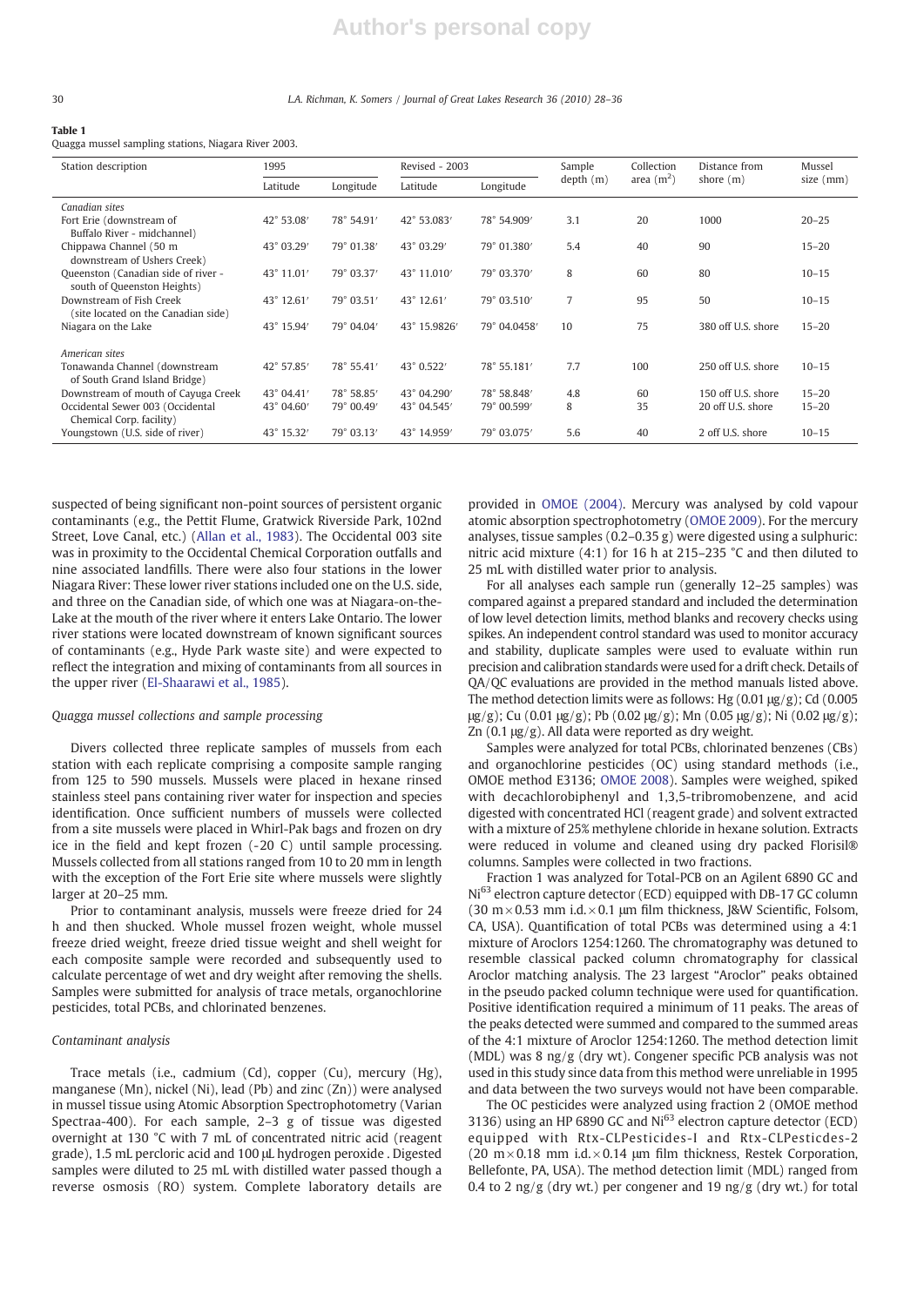**Table 1**
Quagga mussel sampling stations, Niagara River 2003.

| Station description | 1995 | | Revised - 2003 | | Sample depth (m) | Collection area ($m^2$) | Distance from shore (m) | Mussel size (mm) |
|---|---|---|---|---|---|---|---|---|
| | Latitude | Longitude | Latitude | Longitude | | | | |
| *Canadian sites* | | | | | | | | |
| Fort Erie (downstream of Buffalo River - midchannel) | 42° 53.08′ | 78° 54.91′ | 42° 53.083′ | 78° 54.909′ | 3.1 | 20 | 1000 | 20–25 |
| Chippawa Channel (50 m downstream of Ushers Creek) | 43° 03.29′ | 79° 01.38′ | 43° 03.29′ | 79° 01.380′ | 5.4 | 40 | 90 | 15–20 |
| Queenston (Canadian side of river - south of Queenston Heights) | 43° 11.01′ | 79° 03.37′ | 43° 11.010′ | 79° 03.370′ | 8 | 60 | 80 | 10–15 |
| Downstream of Fish Creek (site located on the Canadian side) | 43° 12.61′ | 79° 03.51′ | 43° 12.61′ | 79° 03.510′ | 7 | 95 | 50 | 10–15 |
| Niagara on the Lake | 43° 15.94′ | 79° 04.04′ | 43° 15.9826′ | 79° 04.0458′ | 10 | 75 | 380 off U.S. shore | 15–20 |
| *American sites* | | | | | | | | |
| Tonawanda Channel (downstream of South Grand Island Bridge) | 42° 57.85′ | 78° 55.41′ | 43° 0.522′ | 78° 55.181′ | 7.7 | 100 | 250 off U.S. shore | 10–15 |
| Downstream of mouth of Cayuga Creek | 43° 04.41′ | 78° 58.85′ | 43° 04.290′ | 78° 58.848′ | 4.8 | 60 | 150 off U.S. shore | 15–20 |
| Occidental Sewer 003 (Occidental Chemical Corp. facility) | 43° 04.60′ | 79° 00.49′ | 43° 04.545′ | 79° 00.599′ | 8 | 35 | 20 off U.S. shore | 15–20 |
| Youngstown (U.S. side of river) | 43° 15.32′ | 79° 03.13′ | 43° 14.959′ | 79° 03.075′ | 5.6 | 40 | 2 off U.S. shore | 10–15 |

suspected of being significant non-point sources of persistent organic contaminants (e.g., the Pettit Flume, Gratwick Riverside Park, 102nd Street, Love Canal, etc.) (Allan et al., 1983). The Occidental 003 site was in proximity to the Occidental Chemical Corporation outfalls and nine associated landfills. There were also four stations in the lower Niagara River: These lower river stations included one on the U.S. side, and three on the Canadian side, of which one was at Niagara-on-the-Lake at the mouth of the river where it enters Lake Ontario. The lower river stations were located downstream of known significant sources of contaminants (e.g., Hyde Park waste site) and were expected to reflect the integration and mixing of contaminants from all sources in the upper river (El-Shaarawi et al., 1985).

### *Quagga mussel collections and sample processing*

Divers collected three replicate samples of mussels from each station with each replicate comprising a composite sample ranging from 125 to 590 mussels. Mussels were placed in hexane rinsed stainless steel pans containing river water for inspection and species identification. Once sufficient numbers of mussels were collected from a site mussels were placed in Whirl-Pak bags and frozen on dry ice in the field and kept frozen (-20 C) until sample processing. Mussels collected from all stations ranged from 10 to 20 mm in length with the exception of the Fort Erie site where mussels were slightly larger at 20–25 mm.

Prior to contaminant analysis, mussels were freeze dried for 24 h and then shucked. Whole mussel frozen weight, whole mussel freeze dried weight, freeze dried tissue weight and shell weight for each composite sample were recorded and subsequently used to calculate percentage of wet and dry weight after removing the shells. Samples were submitted for analysis of trace metals, organochlorine pesticides, total PCBs, and chlorinated benzenes.

### *Contaminant analysis*

Trace metals (i.e., cadmium (Cd), copper (Cu), mercury (Hg), manganese (Mn), nickel (Ni), lead (Pb) and zinc (Zn)) were analysed in mussel tissue using Atomic Absorption Spectrophotometry (Varian Spectraa-400). For each sample, 2–3 g of tissue was digested overnight at 130 °C with 7 mL of concentrated nitric acid (reagent grade), 1.5 mL percloric acid and 100 µL hydrogen peroxide . Digested samples were diluted to 25 mL with distilled water passed though a reverse osmosis (RO) system. Complete laboratory details are provided in OMOE (2004). Mercury was analysed by cold vapour atomic absorption spectrophotometry (OMOE 2009). For the mercury analyses, tissue samples (0.2–0.35 g) were digested using a sulphuric: nitric acid mixture (4:1) for 16 h at 215–235 °C and then diluted to 25 mL with distilled water prior to analysis.

For all analyses each sample run (generally 12–25 samples) was compared against a prepared standard and included the determination of low level detection limits, method blanks and recovery checks using spikes. An independent control standard was used to monitor accuracy and stability, duplicate samples were used to evaluate within run precision and calibration standards were used for a drift check. Details of QA/QC evaluations are provided in the method manuals listed above. The method detection limits were as follows: Hg (0.01 µg/g); Cd (0.005 µg/g); Cu (0.01 µg/g); Pb (0.02 µg/g); Mn (0.05 µg/g); Ni (0.02 µg/g); Zn (0.1 µg/g). All data were reported as dry weight.

Samples were analyzed for total PCBs, chlorinated benzenes (CBs) and organochlorine pesticides (OC) using standard methods (i.e., OMOE method E3136; OMOE 2008). Samples were weighed, spiked with decachlorobiphenyl and 1,3,5-tribromobenzene, and acid digested with concentrated HCl (reagent grade) and solvent extracted with a mixture of 25% methylene chloride in hexane solution. Extracts were reduced in volume and cleaned using dry packed Florisil® columns. Samples were collected in two fractions.

Fraction 1 was analyzed for Total-PCB on an Agilent 6890 GC and $Ni^{63}$ electron capture detector (ECD) equipped with DB-17 GC column (30 m × 0.53 mm i.d. × 0.1 µm film thickness, J&W Scientific, Folsom, CA, USA). Quantification of total PCBs was determined using a 4:1 mixture of Aroclors 1254:1260. The chromatography was detuned to resemble classical packed column chromatography for classical Aroclor matching analysis. The 23 largest "Aroclor" peaks obtained in the pseudo packed column technique were used for quantification. Positive identification required a minimum of 11 peaks. The areas of the peaks detected were summed and compared to the summed areas of the 4:1 mixture of Aroclor 1254:1260. The method detection limit (MDL) was 8 ng/g (dry wt). Congener specific PCB analysis was not used in this study since data from this method were unreliable in 1995 and data between the two surveys would not have been comparable.

The OC pesticides were analyzed using fraction 2 (OMOE method 3136) using an HP 6890 GC and $Ni^{63}$ electron capture detector (ECD) equipped with Rtx-CLPesticides-I and Rtx-CLPesticdes-2 (20 m × 0.18 mm i.d. × 0.14 µm film thickness, Restek Corporation, Bellefonte, PA, USA). The method detection limit (MDL) ranged from 0.4 to 2 ng/g (dry wt.) per congener and 19 ng/g (dry wt.) for total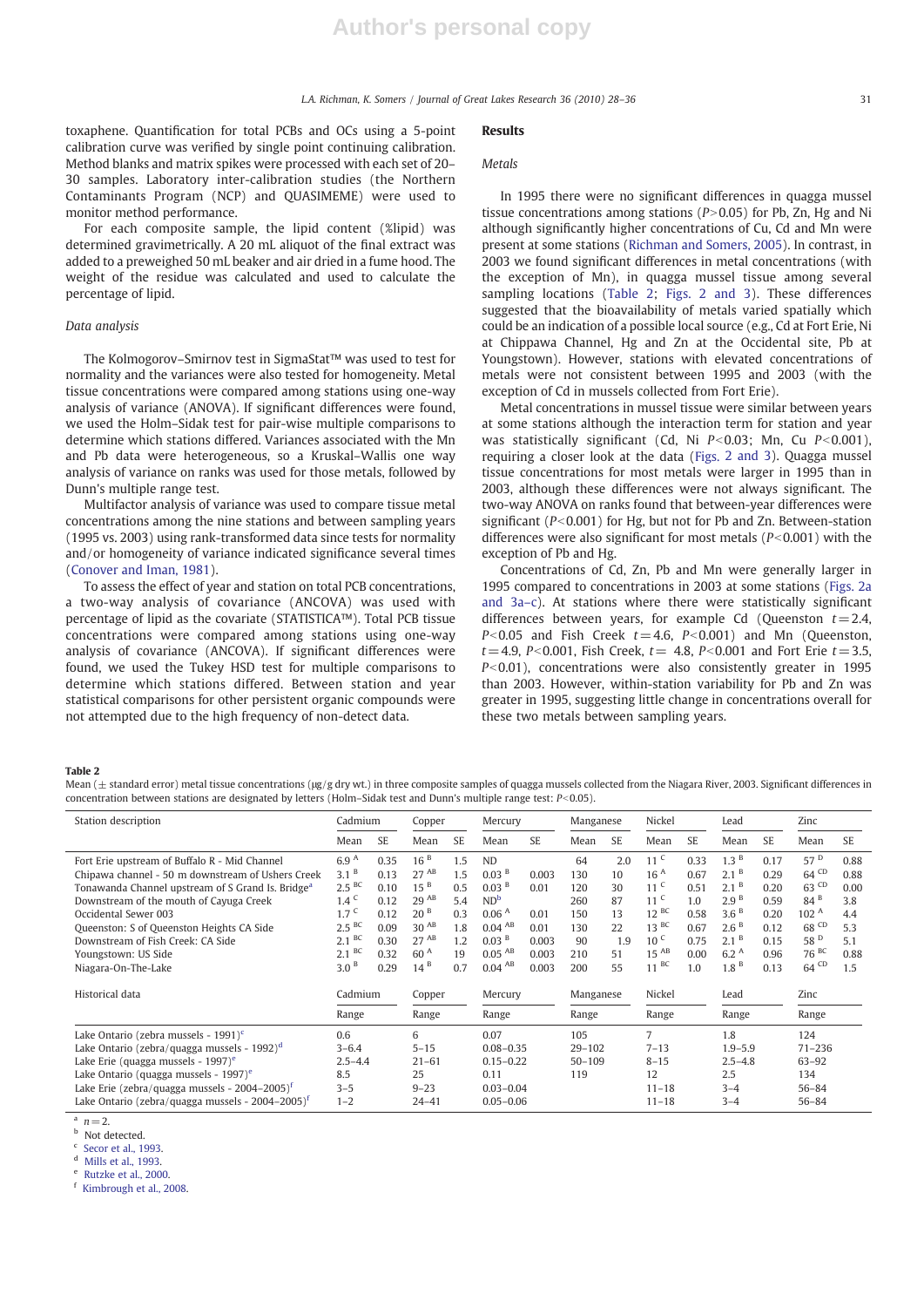toxaphene. Quantification for total PCBs and OCs using a 5-point calibration curve was verified by single point continuing calibration. Method blanks and matrix spikes were processed with each set of 20–30 samples. Laboratory inter-calibration studies (the Northern Contaminants Program (NCP) and QUASIMEME) were used to monitor method performance.

For each composite sample, the lipid content (%lipid) was determined gravimetrically. A 20 mL aliquot of the final extract was added to a preweighed 50 mL beaker and air dried in a fume hood. The weight of the residue was calculated and used to calculate the percentage of lipid.

### Data analysis

The Kolmogorov–Smirnov test in SigmaStat™ was used to test for normality and the variances were also tested for homogeneity. Metal tissue concentrations were compared among stations using one-way analysis of variance (ANOVA). If significant differences were found, we used the Holm–Sidak test for pair-wise multiple comparisons to determine which stations differed. Variances associated with the Mn and Pb data were heterogeneous, so a Kruskal–Wallis one way analysis of variance on ranks was used for those metals, followed by Dunn's multiple range test.

Multifactor analysis of variance was used to compare tissue metal concentrations among the nine stations and between sampling years (1995 vs. 2003) using rank-transformed data since tests for normality and/or homogeneity of variance indicated significance several times (Conover and Iman, 1981).

To assess the effect of year and station on total PCB concentrations, a two-way analysis of covariance (ANCOVA) was used with percentage of lipid as the covariate (STATISTICA™). Total PCB tissue concentrations were compared among stations using one-way analysis of covariance (ANCOVA). If significant differences were found, we used the Tukey HSD test for multiple comparisons to determine which stations differed. Between station and year statistical comparisons for other persistent organic compounds were not attempted due to the high frequency of non-detect data.

## Results

### Metals

In 1995 there were no significant differences in quagga mussel tissue concentrations among stations ($P>0.05$) for Pb, Zn, Hg and Ni although significantly higher concentrations of Cu, Cd and Mn were present at some stations (Richman and Somers, 2005). In contrast, in 2003 we found significant differences in metal concentrations (with the exception of Mn), in quagga mussel tissue among several sampling locations (Table 2; Figs. 2 and 3). These differences suggested that the bioavailability of metals varied spatially which could be an indication of a possible local source (e.g., Cd at Fort Erie, Ni at Chippawa Channel, Hg and Zn at the Occidental site, Pb at Youngstown). However, stations with elevated concentrations of metals were not consistent between 1995 and 2003 (with the exception of Cd in mussels collected from Fort Erie).

Metal concentrations in mussel tissue were similar between years at some stations although the interaction term for station and year was statistically significant (Cd, Ni $P<0.03$; Mn, Cu $P<0.001$), requiring a closer look at the data (Figs. 2 and 3). Quagga mussel tissue concentrations for most metals were larger in 1995 than in 2003, although these differences were not always significant. The two-way ANOVA on ranks found that between-year differences were significant ($P<0.001$) for Hg, but not for Pb and Zn. Between-station differences were also significant for most metals ($P<0.001$) with the exception of Pb and Hg.

Concentrations of Cd, Zn, Pb and Mn were generally larger in 1995 compared to concentrations in 2003 at some stations (Figs. 2a and 3a–c). At stations where there were statistically significant differences between years, for example Cd (Queenston $t=2.4$, $P<0.05$ and Fish Creek $t=4.6$, $P<0.001$) and Mn (Queenston, $t=4.9$, $P<0.001$, Fish Creek, $t=4.8$, $P<0.001$ and Fort Erie $t=3.5$, $P<0.01$), concentrations were also consistently greater in 1995 than 2003. However, within-station variability for Pb and Zn was greater in 1995, suggesting little change in concentrations overall for these two metals between sampling years.

**Table 2**
Mean (± standard error) metal tissue concentrations (µg/g dry wt.) in three composite samples of quagga mussels collected from the Niagara River, 2003. Significant differences in concentration between stations are designated by letters (Holm–Sidak test and Dunn's multiple range test: $P<0.05$).

| Station description | Cadmium | | Copper | | Mercury | | Manganese | | Nickel | | Lead | | Zinc | |
|---|---|---|---|---|---|---|---|---|---|---|---|---|---|---|
| | Mean | SE | Mean | SE | Mean | SE | Mean | SE | Mean | SE | Mean | SE | Mean | SE |
| Fort Erie upstream of Buffalo R - Mid Channel | 6.9 A | 0.35 | 16 B | 1.5 | ND | | 64 | 2.0 | 11 C | 0.33 | 1.3 B | 0.17 | 57 D | 0.88 |
| Chipawa channel - 50 m downstream of Ushers Creek | 3.1 B | 0.13 | 27 AB | 1.5 | 0.03 B | 0.003 | 130 | 10 | 16 A | 0.67 | 2.1 B | 0.29 | 64 CD | 0.88 |
| Tonawanda Channel upstream of S Grand Is. Bridge[a] | 2.5 BC | 0.10 | 15 B | 0.5 | 0.03 B | 0.01 | 120 | 30 | 11 C | 0.51 | 2.1 B | 0.20 | 63 CD | 0.00 |
| Downstream of the mouth of Cayuga Creek | 1.4 C | 0.12 | 29 AB | 5.4 | ND[b] | | 260 | 87 | 11 C | 1.0 | 2.9 B | 0.59 | 84 B | 3.8 |
| Occidental Sewer 003 | 1.7 C | 0.12 | 20 B | 0.3 | 0.06 A | 0.01 | 150 | 13 | 12 BC | 0.58 | 3.6 B | 0.20 | 102 A | 4.4 |
| Queenston: S of Queenston Heights CA Side | 2.5 BC | 0.09 | 30 AB | 1.8 | 0.04 AB | 0.01 | 130 | 22 | 13 BC | 0.67 | 2.6 B | 0.12 | 68 CD | 5.3 |
| Downstream of Fish Creek: CA Side | 2.1 BC | 0.30 | 27 AB | 1.2 | 0.03 B | 0.003 | 90 | 1.9 | 10 C | 0.75 | 2.1 B | 0.15 | 58 D | 5.1 |
| Youngstown: US Side | 2.1 BC | 0.32 | 60 A | 19 | 0.05 AB | 0.003 | 210 | 51 | 15 AB | 0.00 | 6.2 A | 0.96 | 76 BC | 0.88 |
| Niagara-On-The-Lake | 3.0 B | 0.29 | 14 B | 0.7 | 0.04 AB | 0.003 | 200 | 55 | 11 BC | 1.0 | 1.8 B | 0.13 | 64 CD | 1.5 |
| **Historical data** | **Cadmium** | | **Copper** | | **Mercury** | | **Manganese** | | **Nickel** | | **Lead** | | **Zinc** | |
| | Range | | Range | | Range | | Range | | Range | | Range | | Range | |
| Lake Ontario (zebra mussels - 1991)[c] | 0.6 | | 6 | | 0.07 | | 105 | | 7 | | 1.8 | | 124 | |
| Lake Ontario (zebra/quagga mussels - 1992)[d] | 3–6.4 | | 5–15 | | 0.08–0.35 | | 29–102 | | 7–13 | | 1.9–5.9 | | 71–236 | |
| Lake Erie (quagga mussels - 1997)[e] | 2.5–4.4 | | 21–61 | | 0.15–0.22 | | 50–109 | | 8–15 | | 2.5–4.8 | | 63–92 | |
| Lake Ontario (quagga mussels - 1997)[e] | 8.5 | | 25 | | 0.11 | | 119 | | 12 | | 2.5 | | 134 | |
| Lake Erie (zebra/quagga mussels - 2004–2005)[f] | 3–5 | | 9–23 | | 0.03–0.04 | | | | 11–18 | | 3–4 | | 56–84 | |
| Lake Ontario (zebra/quagga mussels - 2004–2005)[f] | 1–2 | | 24–41 | | 0.05–0.06 | | | | 11–18 | | 3–4 | | 56–84 | |

[a] $n=2$.
[b] Not detected.
[c] Secor et al., 1993.
[d] Mills et al., 1993.
[e] Rutzke et al., 2000.
[f] Kimbrough et al., 2008.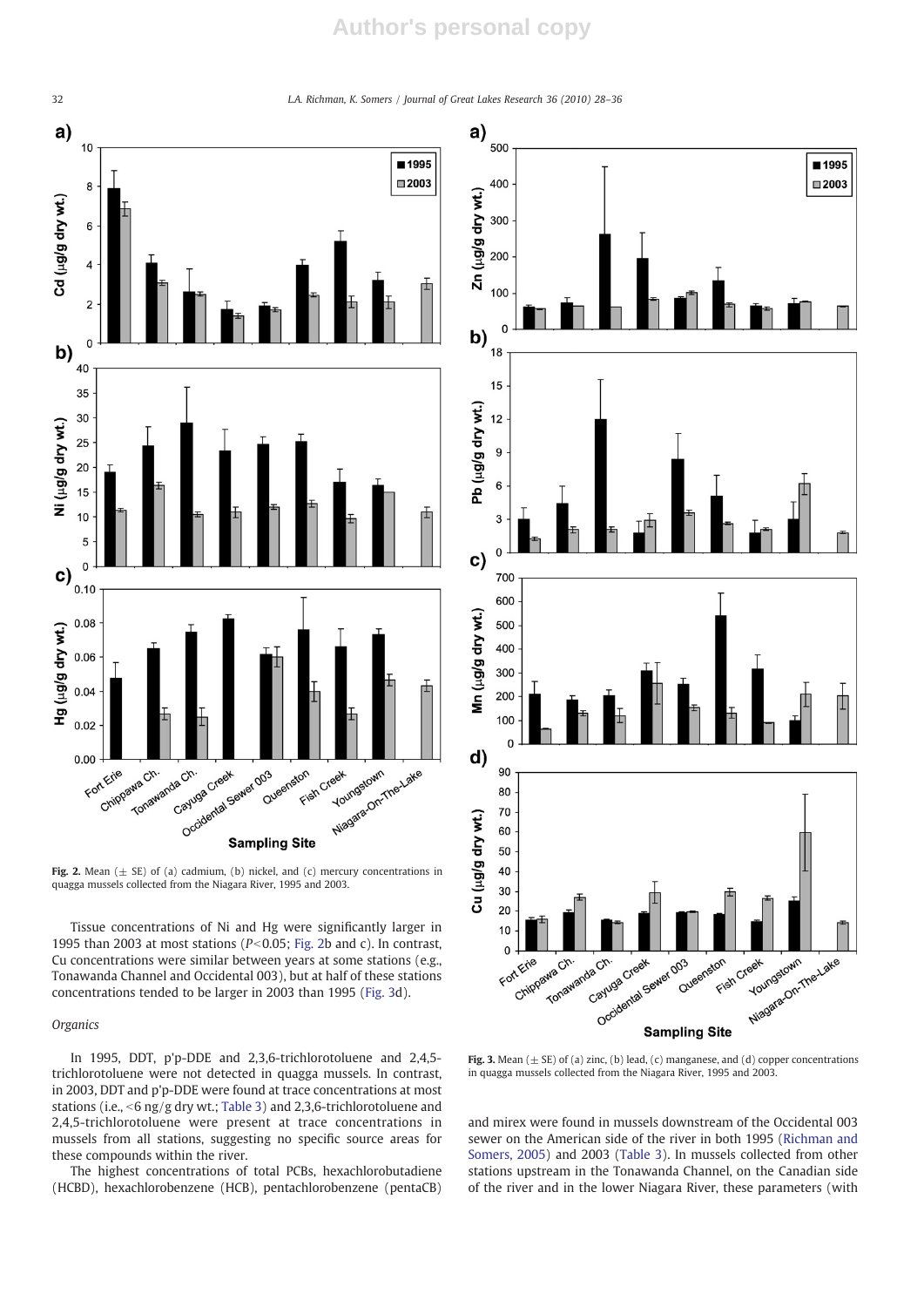a)

Cd (µg/g dry wt.)

10, 8, 6, 4, 2, 0

■1995
■2003

b)

Ni (µg/g dry wt.)

40, 35, 30, 25, 20, 15, 10, 5, 0

c)

Hg (µg/g dry wt.)

0.10, 0.08, 0.06, 0.04, 0.02, 0.00

Fort Erie, Chippawa Ch., Tonawanda Ch., Cayuga Creek, Occidental Sewer 003, Queenston, Fish Creek, Youngstown, Niagara-On-The-Lake

Sampling Site

**Fig. 2.** Mean (± SE) of (a) cadmium, (b) nickel, and (c) mercury concentrations in quagga mussels collected from the Niagara River, 1995 and 2003.

a)

Zn (µg/g dry wt.)

500, 400, 300, 200, 100, 0

■1995
■2003

b)

Pb (µg/g dry wt.)

18, 15, 12, 9, 6, 3, 0

c)

Mn (µg/g dry wt.)

700, 600, 500, 400, 300, 200, 100, 0

d)

Cu (µg/g dry wt.)

90, 80, 70, 60, 50, 40, 30, 20, 10, 0

Fort Erie, Chippawa Ch., Tonawanda Ch., Cayuga Creek, Occidental Sewer 003, Queenston, Fish Creek, Youngstown, Niagara-On-The-Lake

Sampling Site

**Fig. 3.** Mean (± SE) of (a) zinc, (b) lead, (c) manganese, and (d) copper concentrations in quagga mussels collected from the Niagara River, 1995 and 2003.

Tissue concentrations of Ni and Hg were significantly larger in 1995 than 2003 at most stations ($P<0.05$; Fig. 2b and c). In contrast, Cu concentrations were similar between years at some stations (e.g., Tonawanda Channel and Occidental 003), but at half of these stations concentrations tended to be larger in 2003 than 1995 (Fig. 3d).

*Organics*

In 1995, DDT, p'p-DDE and 2,3,6-trichlorotoluene and 2,4,5-trichlorotoluene were not detected in quagga mussels. In contrast, in 2003, DDT and p'p-DDE were found at trace concentrations at most stations (i.e., <6 ng/g dry wt.; Table 3) and 2,3,6-trichlorotoluene and 2,4,5-trichlorotoluene were present at trace concentrations in mussels from all stations, suggesting no specific source areas for these compounds within the river.

The highest concentrations of total PCBs, hexachlorobutadiene (HCBD), hexachlorobenzene (HCB), pentachlorobenzene (pentaCB) and mirex were found in mussels downstream of the Occidental 003 sewer on the American side of the river in both 1995 (Richman and Somers, 2005) and 2003 (Table 3). In mussels collected from other stations upstream in the Tonawanda Channel, on the Canadian side of the river and in the lower Niagara River, these parameters (with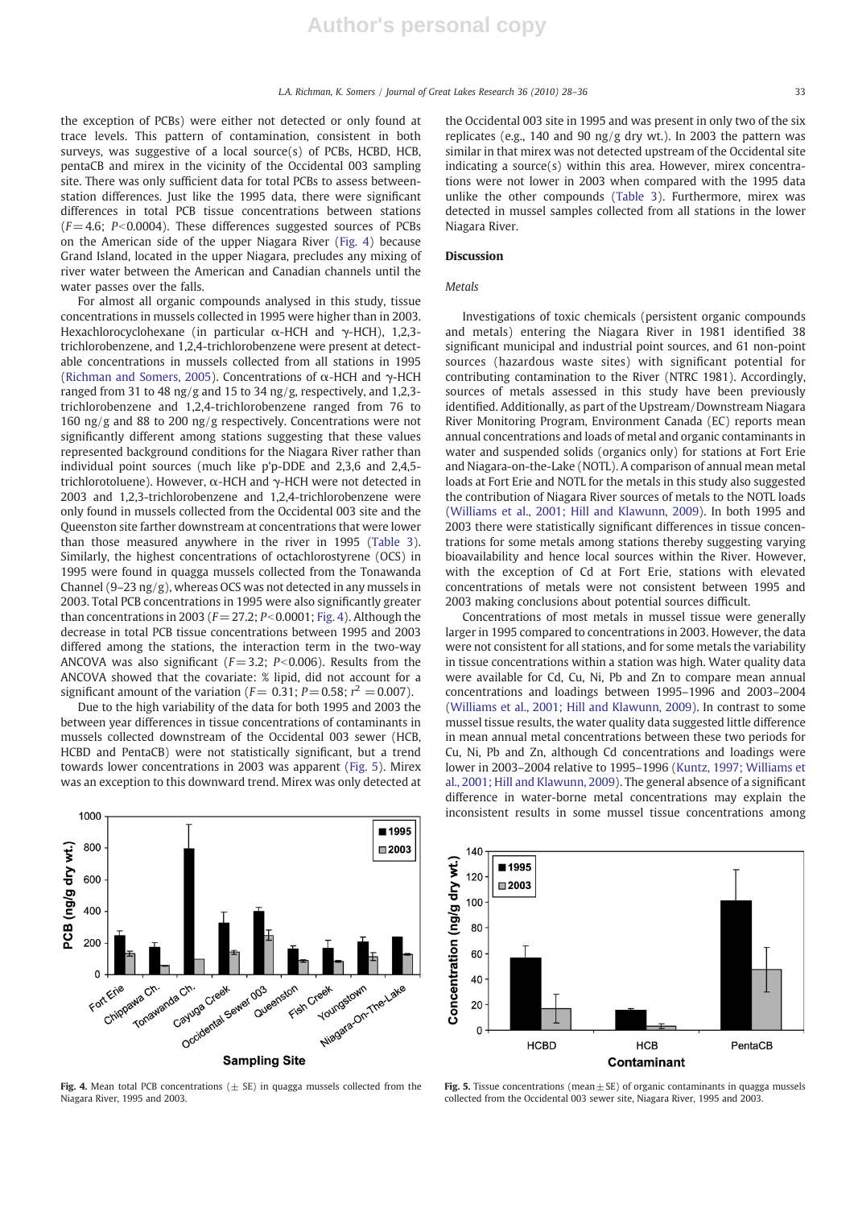the exception of PCBs) were either not detected or only found at trace levels. This pattern of contamination, consistent in both surveys, was suggestive of a local source(s) of PCBs, HCBD, HCB, pentaCB and mirex in the vicinity of the Occidental 003 sampling site. There was only sufficient data for total PCBs to assess between-station differences. Just like the 1995 data, there were significant differences in total PCB tissue concentrations between stations ($F=4.6$; $P<0.0004$). These differences suggested sources of PCBs on the American side of the upper Niagara River (Fig. 4) because Grand Island, located in the upper Niagara, precludes any mixing of river water between the American and Canadian channels until the water passes over the falls.

For almost all organic compounds analysed in this study, tissue concentrations in mussels collected in 1995 were higher than in 2003. Hexachlorocyclohexane (in particular α-HCH and γ-HCH), 1,2,3-trichlorobenzene, and 1,2,4-trichlorobenzene were present at detectable concentrations in mussels collected from all stations in 1995 (Richman and Somers, 2005). Concentrations of α-HCH and γ-HCH ranged from 31 to 48 ng/g and 15 to 34 ng/g, respectively, and 1,2,3-trichlorobenzene and 1,2,4-trichlorobenzene ranged from 76 to 160 ng/g and 88 to 200 ng/g respectively. Concentrations were not significantly different among stations suggesting that these values represented background conditions for the Niagara River rather than individual point sources (much like p'p-DDE and 2,3,6 and 2,4,5-trichlorotoluene). However, α-HCH and γ-HCH were not detected in 2003 and 1,2,3-trichlorobenzene and 1,2,4-trichlorobenzene were only found in mussels collected from the Occidental 003 site and the Queenston site farther downstream at concentrations that were lower than those measured anywhere in the river in 1995 (Table 3). Similarly, the highest concentrations of octachlorostyrene (OCS) in 1995 were found in quagga mussels collected from the Tonawanda Channel (9–23 ng/g), whereas OCS was not detected in any mussels in 2003. Total PCB concentrations in 1995 were also significantly greater than concentrations in 2003 ($F=27.2$; $P<0.0001$; Fig. 4). Although the decrease in total PCB tissue concentrations between 1995 and 2003 differed among the stations, the interaction term in the two-way ANCOVA was also significant ($F=3.2$; $P<0.006$). Results from the ANCOVA showed that the covariate: % lipid, did not account for a significant amount of the variation ($F=0.31$; $P=0.58$; $r^2=0.007$).

Due to the high variability of the data for both 1995 and 2003 the between year differences in tissue concentrations of contaminants in mussels collected downstream of the Occidental 003 sewer (HCB, HCBD and PentaCB) were not statistically significant, but a trend towards lower concentrations in 2003 was apparent (Fig. 5). Mirex was an exception to this downward trend. Mirex was only detected at the Occidental 003 site in 1995 and was present in only two of the six replicates (e.g., 140 and 90 ng/g dry wt.). In 2003 the pattern was similar in that mirex was not detected upstream of the Occidental site indicating a source(s) within this area. However, mirex concentrations were not lower in 2003 when compared with the 1995 data unlike the other compounds (Table 3). Furthermore, mirex was detected in mussel samples collected from all stations in the lower Niagara River.

## Discussion

### Metals

Investigations of toxic chemicals (persistent organic compounds and metals) entering the Niagara River in 1981 identified 38 significant municipal and industrial point sources, and 61 non-point sources (hazardous waste sites) with significant potential for contributing contamination to the River (NTRC 1981). Accordingly, sources of metals assessed in this study have been previously identified. Additionally, as part of the Upstream/Downstream Niagara River Monitoring Program, Environment Canada (EC) reports mean annual concentrations and loads of metal and organic contaminants in water and suspended solids (organics only) for stations at Fort Erie and Niagara-on-the-Lake (NOTL). A comparison of annual mean metal loads at Fort Erie and NOTL for the metals in this study also suggested the contribution of Niagara River sources of metals to the NOTL loads (Williams et al., 2001; Hill and Klawunn, 2009). In both 1995 and 2003 there were statistically significant differences in tissue concentrations for some metals among stations thereby suggesting varying bioavailability and hence local sources within the River. However, with the exception of Cd at Fort Erie, stations with elevated concentrations of metals were not consistent between 1995 and 2003 making conclusions about potential sources difficult.

Concentrations of most metals in mussel tissue were generally larger in 1995 compared to concentrations in 2003. However, the data were not consistent for all stations, and for some metals the variability in tissue concentrations within a station was high. Water quality data were available for Cd, Cu, Ni, Pb and Zn to compare mean annual concentrations and loadings between 1995–1996 and 2003–2004 (Williams et al., 2001; Hill and Klawunn, 2009). In contrast to some mussel tissue results, the water quality data suggested little difference in mean annual metal concentrations between these two periods for Cu, Ni, Pb and Zn, although Cd concentrations and loadings were lower in 2003–2004 relative to 1995–1996 (Kuntz, 1997; Williams et al., 2001; Hill and Klawunn, 2009). The general absence of a significant difference in water-borne metal concentrations may explain the inconsistent results in some mussel tissue concentrations among

**Fig. 4.** Mean total PCB concentrations (± SE) in quagga mussels collected from the Niagara River, 1995 and 2003.

**Fig. 5.** Tissue concentrations (mean ± SE) of organic contaminants in quagga mussels collected from the Occidental 003 sewer site, Niagara River, 1995 and 2003.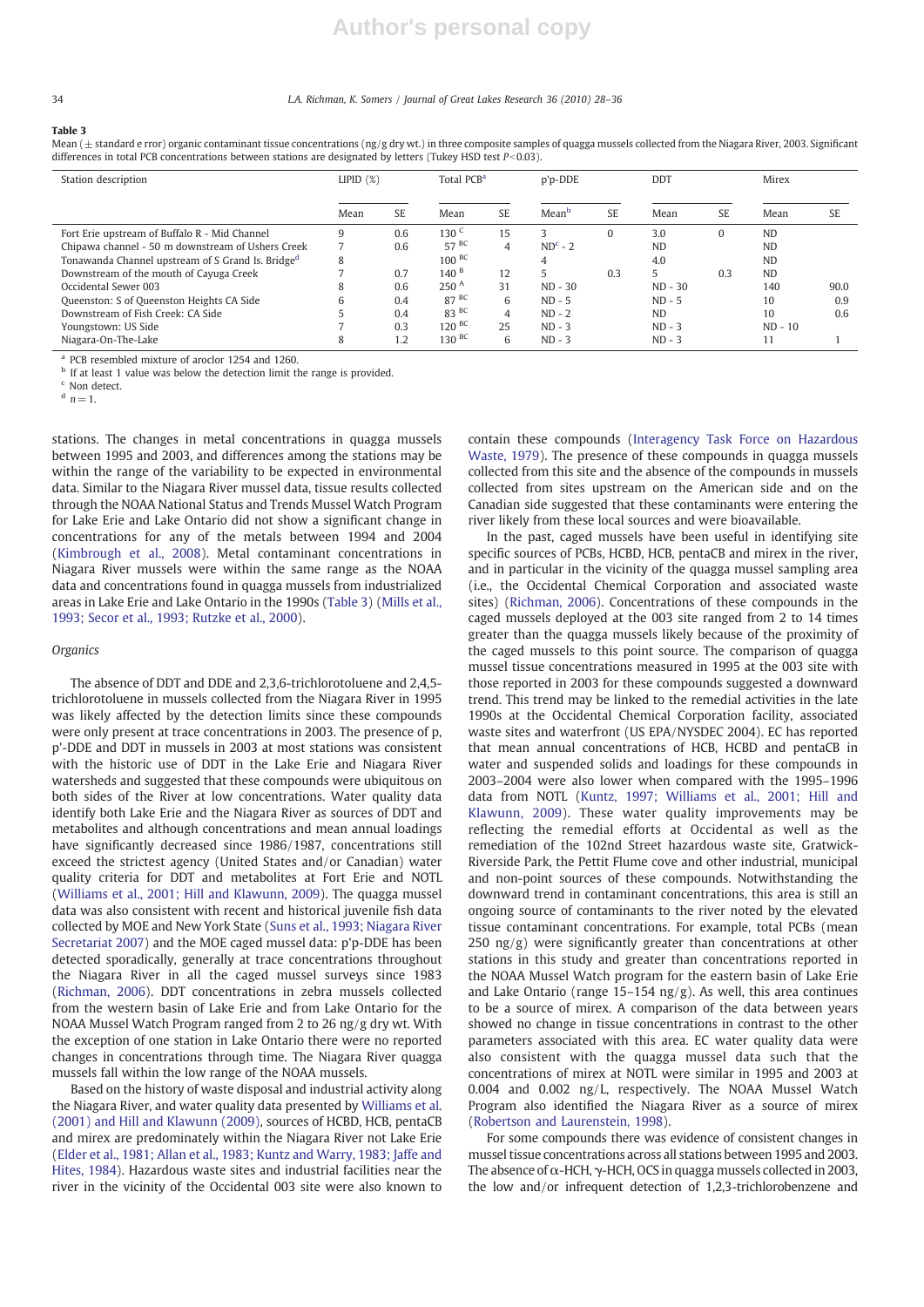**Table 3**
Mean (± standard error) organic contaminant tissue concentrations (ng/g dry wt.) in three composite samples of quagga mussels collected from the Niagara River, 2003. Significant differences in total PCB concentrations between stations are designated by letters (Tukey HSD test $P<0.03$).

| Station description | LIPID (%) | | Total PCB[a] | | p'p-DDE | | DDT | | Mirex | |
|---|---|---|---|---|---|---|---|---|---|---|
| | Mean | SE | Mean | SE | Mean[b] | SE | Mean | SE | Mean | SE |
| Fort Erie upstream of Buffalo R - Mid Channel | 9 | 0.6 | 130 [C] | 15 | 3 | 0 | 3.0 | 0 | ND | |
| Chipawa channel - 50 m downstream of Ushers Creek | 7 | 0.6 | 57 [BC] | 4 | ND[c] - 2 | | ND | | ND | |
| Tonawanda Channel upstream of S Grand Is. Bridge[d] | 8 | | 100 [BC] | | 4 | | 4.0 | | ND | |
| Downstream of the mouth of Cayuga Creek | 7 | 0.7 | 140 [B] | 12 | 5 | 0.3 | 5 | 0.3 | ND | |
| Occidental Sewer 003 | 8 | 0.6 | 250 [A] | 31 | ND - 30 | | ND - 30 | | 140 | 90.0 |
| Queenston: S of Queenston Heights CA Side | 6 | 0.4 | 87 [BC] | 6 | ND - 5 | | ND - 5 | | 10 | 0.9 |
| Downstream of Fish Creek: CA Side | 5 | 0.4 | 83 [BC] | 4 | ND - 2 | | ND | | 10 | 0.6 |
| Youngstown: US Side | 7 | 0.3 | 120 [BC] | 25 | ND - 3 | | ND - 3 | | ND - 10 | |
| Niagara-On-The-Lake | 8 | 1.2 | 130 [BC] | 6 | ND - 3 | | ND - 3 | | 11 | 1 |

[a] PCB resembled mixture of aroclor 1254 and 1260.
[b] If at least 1 value was below the detection limit the range is provided.
[c] Non detect.
[d] $n=1$.

stations. The changes in metal concentrations in quagga mussels between 1995 and 2003, and differences among the stations may be within the range of the variability to be expected in environmental data. Similar to the Niagara River mussel data, tissue results collected through the NOAA National Status and Trends Mussel Watch Program for Lake Erie and Lake Ontario did not show a significant change in concentrations for any of the metals between 1994 and 2004 (Kimbrough et al., 2008). Metal contaminant concentrations in Niagara River mussels were within the same range as the NOAA data and concentrations found in quagga mussels from industrialized areas in Lake Erie and Lake Ontario in the 1990s (Table 3) (Mills et al., 1993; Secor et al., 1993; Rutzke et al., 2000).

*Organics*

The absence of DDT and DDE and 2,3,6-trichlorotoluene and 2,4,5-trichlorotoluene in mussels collected from the Niagara River in 1995 was likely affected by the detection limits since these compounds were only present at trace concentrations in 2003. The presence of p, p'-DDE and DDT in mussels in 2003 at most stations was consistent with the historic use of DDT in the Lake Erie and Niagara River watersheds and suggested that these compounds were ubiquitous on both sides of the River at low concentrations. Water quality data identify both Lake Erie and the Niagara River as sources of DDT and metabolites and although concentrations and mean annual loadings have significantly decreased since 1986/1987, concentrations still exceed the strictest agency (United States and/or Canadian) water quality criteria for DDT and metabolites at Fort Erie and NOTL (Williams et al., 2001; Hill and Klawunn, 2009). The quagga mussel data was also consistent with recent and historical juvenile fish data collected by MOE and New York State (Suns et al., 1993; Niagara River Secretariat 2007) and the MOE caged mussel data: p'p-DDE has been detected sporadically, generally at trace concentrations throughout the Niagara River in all the caged mussel surveys since 1983 (Richman, 2006). DDT concentrations in zebra mussels collected from the western basin of Lake Erie and Lake Ontario for the NOAA Mussel Watch Program ranged from 2 to 26 ng/g dry wt. With the exception of one station in Lake Ontario there were no reported changes in concentrations through time. The Niagara River quagga mussels fall within the low range of the NOAA mussels.

Based on the history of waste disposal and industrial activity along the Niagara River, and water quality data presented by Williams et al. (2001) and Hill and Klawunn (2009), sources of HCBD, HCB, pentaCB and mirex are predominately within the Niagara River not Lake Erie (Elder et al., 1981; Allan et al., 1983; Kuntz and Warry, 1983; Jaffe and Hites, 1984). Hazardous waste sites and industrial facilities near the river in the vicinity of the Occidental 003 site were also known to contain these compounds (Interagency Task Force on Hazardous Waste, 1979). The presence of these compounds in quagga mussels collected from this site and the absence of the compounds in mussels collected from sites upstream on the American side and on the Canadian side suggested that these contaminants were entering the river likely from these local sources and were bioavailable.

In the past, caged mussels have been useful in identifying site specific sources of PCBs, HCBD, HCB, pentaCB and mirex in the river, and in particular in the vicinity of the quagga mussel sampling area (i.e., the Occidental Chemical Corporation and associated waste sites) (Richman, 2006). Concentrations of these compounds in the caged mussels deployed at the 003 site ranged from 2 to 14 times greater than the quagga mussels likely because of the proximity of the caged mussels to this point source. The comparison of quagga mussel tissue concentrations measured in 1995 at the 003 site with those reported in 2003 for these compounds suggested a downward trend. This trend may be linked to the remedial activities in the late 1990s at the Occidental Chemical Corporation facility, associated waste sites and waterfront (US EPA/NYSDEC 2004). EC has reported that mean annual concentrations of HCB, HCBD and pentaCB in water and suspended solids and loadings for these compounds in 2003–2004 were also lower when compared with the 1995–1996 data from NOTL (Kuntz, 1997; Williams et al., 2001; Hill and Klawunn, 2009). These water quality improvements may be reflecting the remedial efforts at Occidental as well as the remediation of the 102nd Street hazardous waste site, Gratwick-Riverside Park, the Pettit Flume cove and other industrial, municipal and non-point sources of these compounds. Notwithstanding the downward trend in contaminant concentrations, this area is still an ongoing source of contaminants to the river noted by the elevated tissue contaminant concentrations. For example, total PCBs (mean 250 ng/g) were significantly greater than concentrations at other stations in this study and greater than concentrations reported in the NOAA Mussel Watch program for the eastern basin of Lake Erie and Lake Ontario (range 15–154 ng/g). As well, this area continues to be a source of mirex. A comparison of the data between years showed no change in tissue concentrations in contrast to the other parameters associated with this area. EC water quality data were also consistent with the quagga mussel data such that the concentrations of mirex at NOTL were similar in 1995 and 2003 at 0.004 and 0.002 ng/L, respectively. The NOAA Mussel Watch Program also identified the Niagara River as a source of mirex (Robertson and Laurenstein, 1998).

For some compounds there was evidence of consistent changes in mussel tissue concentrations across all stations between 1995 and 2003. The absence of α-HCH, γ-HCH, OCS in quagga mussels collected in 2003, the low and/or infrequent detection of 1,2,3-trichlorobenzene and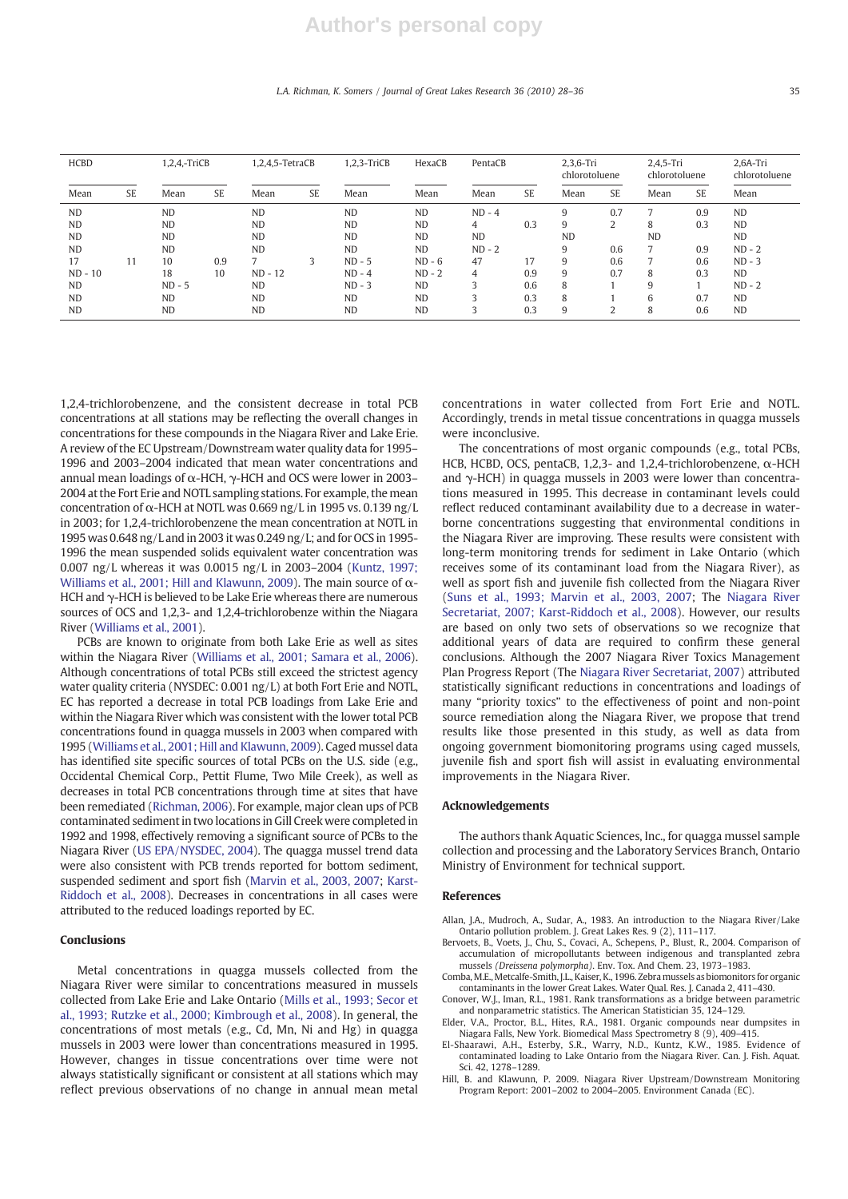| HCBD | | 1,2,4,-TriCB | | 1,2,4,5-TetraCB | | 1,2,3-TriCB | HexaCB | PentaCB | | 2,3,6-Tri chlorotoluene | | 2,4,5-Tri chlorotoluene | | 2,6A-Tri chlorotoluene |
|---|---|---|---|---|---|---|---|---|---|---|---|---|---|---|
| Mean | SE | Mean | SE | Mean | SE | Mean | Mean | Mean | SE | Mean | SE | Mean | SE | Mean |
| ND | | ND | | ND | | ND | ND | ND - 4 | | 9 | 0.7 | 7 | 0.9 | ND |
| ND | | ND | | ND | | ND | ND | 4 | 0.3 | 9 | 2 | 8 | 0.3 | ND |
| ND | | ND | | ND | | ND | ND | ND | | ND | | ND | | ND |
| ND | | ND | | ND | | ND | ND | ND - 2 | | 9 | 0.6 | 7 | 0.9 | ND - 2 |
| 17 | 11 | 10 | 0.9 | 7 | 3 | ND - 5 | ND - 6 | 47 | 17 | 9 | 0.6 | 7 | 0.6 | ND - 3 |
| ND - 10 | | 18 | 10 | ND - 12 | | ND - 4 | ND - 2 | 4 | 0.9 | 9 | 0.7 | 8 | 0.3 | ND |
| ND | | ND - 5 | | ND | | ND - 3 | ND | 3 | 0.6 | 8 | 1 | 9 | 1 | ND - 2 |
| ND | | ND | | ND | | ND | ND | 3 | 0.3 | 8 | 1 | 6 | 0.7 | ND |
| ND | | ND | | ND | | ND | ND | 3 | 0.3 | 9 | 2 | 8 | 0.6 | ND |

1,2,4-trichlorobenzene, and the consistent decrease in total PCB concentrations at all stations may be reflecting the overall changes in concentrations for these compounds in the Niagara River and Lake Erie. A review of the EC Upstream/Downstream water quality data for 1995–1996 and 2003–2004 indicated that mean water concentrations and annual mean loadings of α-HCH, γ-HCH and OCS were lower in 2003–2004 at the Fort Erie and NOTL sampling stations. For example, the mean concentration of α-HCH at NOTL was 0.669 ng/L in 1995 vs. 0.139 ng/L in 2003; for 1,2,4-trichlorobenzene the mean concentration at NOTL in 1995 was 0.648 ng/L and in 2003 it was 0.249 ng/L; and for OCS in 1995-1996 the mean suspended solids equivalent water concentration was 0.007 ng/L whereas it was 0.0015 ng/L in 2003–2004 (Kuntz, 1997; Williams et al., 2001; Hill and Klawunn, 2009). The main source of α-HCH and γ-HCH is believed to be Lake Erie whereas there are numerous sources of OCS and 1,2,3- and 1,2,4-trichlorobenze within the Niagara River (Williams et al., 2001).

PCBs are known to originate from both Lake Erie as well as sites within the Niagara River (Williams et al., 2001; Samara et al., 2006). Although concentrations of total PCBs still exceed the strictest agency water quality criteria (NYSDEC: 0.001 ng/L) at both Fort Erie and NOTL, EC has reported a decrease in total PCB loadings from Lake Erie and within the Niagara River which was consistent with the lower total PCB concentrations found in quagga mussels in 2003 when compared with 1995 (Williams et al., 2001; Hill and Klawunn, 2009). Caged mussel data has identified site specific sources of total PCBs on the U.S. side (e.g., Occidental Chemical Corp., Pettit Flume, Two Mile Creek), as well as decreases in total PCB concentrations through time at sites that have been remediated (Richman, 2006). For example, major clean ups of PCB contaminated sediment in two locations in Gill Creek were completed in 1992 and 1998, effectively removing a significant source of PCBs to the Niagara River (US EPA/NYSDEC, 2004). The quagga mussel trend data were also consistent with PCB trends reported for bottom sediment, suspended sediment and sport fish (Marvin et al., 2003, 2007; Karst-Riddoch et al., 2008). Decreases in concentrations in all cases were attributed to the reduced loadings reported by EC.

## Conclusions

Metal concentrations in quagga mussels collected from the Niagara River were similar to concentrations measured in mussels collected from Lake Erie and Lake Ontario (Mills et al., 1993; Secor et al., 1993; Rutzke et al., 2000; Kimbrough et al., 2008). In general, the concentrations of most metals (e.g., Cd, Mn, Ni and Hg) in quagga mussels in 2003 were lower than concentrations measured in 1995. However, changes in tissue concentrations over time were not always statistically significant or consistent at all stations which may reflect previous observations of no change in annual mean metal concentrations in water collected from Fort Erie and NOTL. Accordingly, trends in metal tissue concentrations in quagga mussels were inconclusive.

The concentrations of most organic compounds (e.g., total PCBs, HCB, HCBD, OCS, pentaCB, 1,2,3- and 1,2,4-trichlorobenzene, α-HCH and γ-HCH) in quagga mussels in 2003 were lower than concentrations measured in 1995. This decrease in contaminant levels could reflect reduced contaminant availability due to a decrease in waterborne concentrations suggesting that environmental conditions in the Niagara River are improving. These results were consistent with long-term monitoring trends for sediment in Lake Ontario (which receives some of its contaminant load from the Niagara River), as well as sport fish and juvenile fish collected from the Niagara River (Suns et al., 1993; Marvin et al., 2003, 2007; The Niagara River Secretariat, 2007; Karst-Riddoch et al., 2008). However, our results are based on only two sets of observations so we recognize that additional years of data are required to confirm these general conclusions. Although the 2007 Niagara River Toxics Management Plan Progress Report (The Niagara River Secretariat, 2007) attributed statistically significant reductions in concentrations and loadings of many "priority toxics" to the effectiveness of point and non-point source remediation along the Niagara River, we propose that trend results like those presented in this study, as well as data from ongoing government biomonitoring programs using caged mussels, juvenile fish and sport fish will assist in evaluating environmental improvements in the Niagara River.

## Acknowledgements

The authors thank Aquatic Sciences, Inc., for quagga mussel sample collection and processing and the Laboratory Services Branch, Ontario Ministry of Environment for technical support.

## References

Allan, J.A., Mudroch, A., Sudar, A., 1983. An introduction to the Niagara River/Lake Ontario pollution problem. J. Great Lakes Res. 9 (2), 111–117.

Bervoets, B., Voets, J., Chu, S., Covaci, A., Schepens, P., Blust, R., 2004. Comparison of accumulation of micropollutants between indigenous and transplanted zebra mussels *(Dreissena polymorpha)*. Env. Tox. And Chem. 23, 1973–1983.

Comba, M.E., Metcalfe-Smith, J.L., Kaiser, K., 1996. Zebra mussels as biomonitors for organic contaminants in the lower Great Lakes. Water Qual. Res. J. Canada 2, 411–430.

Conover, W.J., Iman, R.L., 1981. Rank transformations as a bridge between parametric and nonparametric statistics. The American Statistician 35, 124–129.

Elder, V.A., Proctor, B.L., Hites, R.A., 1981. Organic compounds near dumpsites in Niagara Falls, New York. Biomedical Mass Spectrometry 8 (9), 409–415.

El-Shaarawi, A.H., Esterby, S.R., Warry, N.D., Kuntz, K.W., 1985. Evidence of contaminated loading to Lake Ontario from the Niagara River. Can. J. Fish. Aquat. Sci. 42, 1278–1289.

Hill, B. and Klawunn, P. 2009. Niagara River Upstream/Downstream Monitoring Program Report: 2001–2002 to 2004–2005. Environment Canada (EC).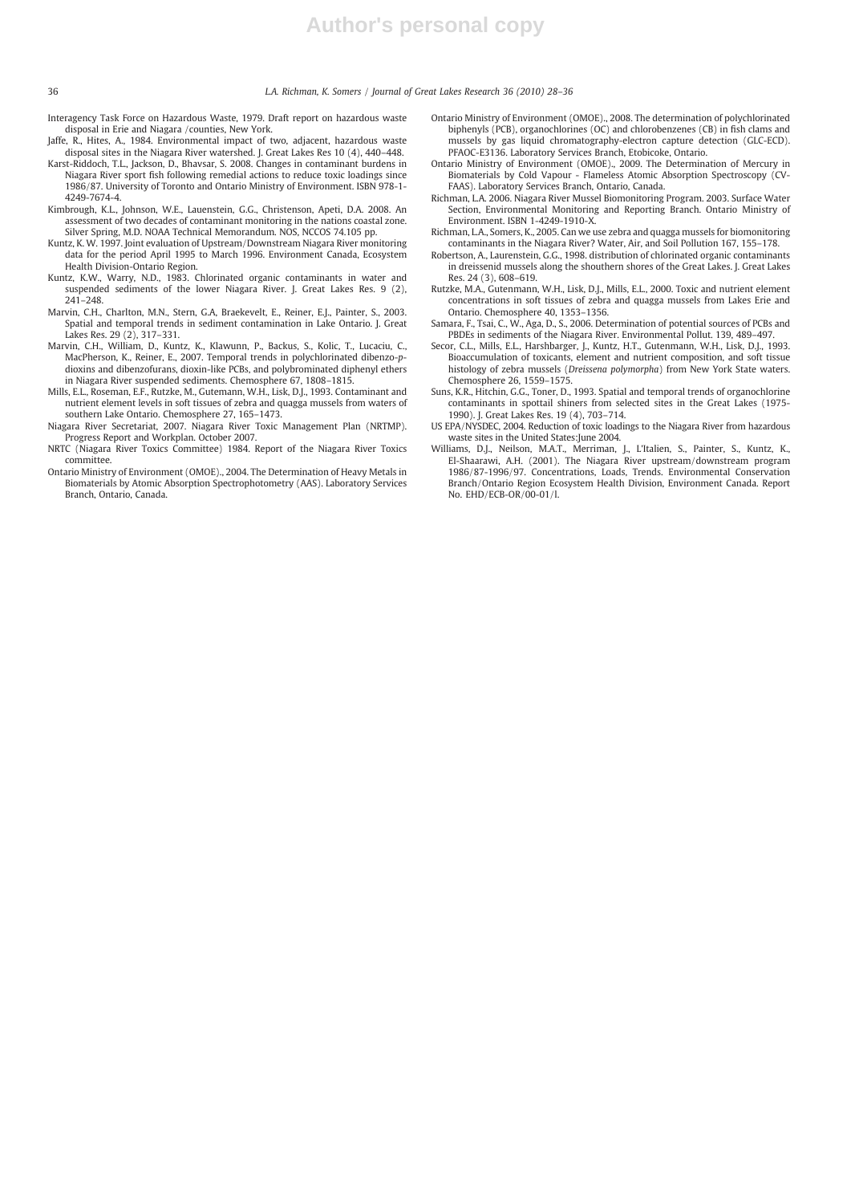Interagency Task Force on Hazardous Waste, 1979. Draft report on hazardous waste disposal in Erie and Niagara /counties, New York.

Jaffe, R., Hites, A., 1984. Environmental impact of two, adjacent, hazardous waste disposal sites in the Niagara River watershed. J. Great Lakes Res 10 (4), 440–448.

Karst-Riddoch, T.L., Jackson, D., Bhavsar, S. 2008. Changes in contaminant burdens in Niagara River sport fish following remedial actions to reduce toxic loadings since 1986/87. University of Toronto and Ontario Ministry of Environment. ISBN 978-1-4249-7674-4.

Kimbrough, K.L., Johnson, W.E., Lauenstein, G.G., Christenson, Apeti, D.A. 2008. An assessment of two decades of contaminant monitoring in the nations coastal zone. Silver Spring, M.D. NOAA Technical Memorandum. NOS, NCCOS 74.105 pp.

Kuntz, K. W. 1997. Joint evaluation of Upstream/Downstream Niagara River monitoring data for the period April 1995 to March 1996. Environment Canada, Ecosystem Health Division-Ontario Region.

Kuntz, K.W., Warry, N.D., 1983. Chlorinated organic contaminants in water and suspended sediments of the lower Niagara River. J. Great Lakes Res. 9 (2), 241–248.

Marvin, C.H., Charlton, M.N., Stern, G.A, Braekevelt, E., Reiner, E.J., Painter, S., 2003. Spatial and temporal trends in sediment contamination in Lake Ontario. J. Great Lakes Res. 29 (2), 317–331.

Marvin, C.H., William, D., Kuntz, K., Klawunn, P., Backus, S., Kolic, T., Lucaciu, C., MacPherson, K., Reiner, E., 2007. Temporal trends in polychlorinated dibenzo-*p*-dioxins and dibenzofurans, dioxin-like PCBs, and polybrominated diphenyl ethers in Niagara River suspended sediments. Chemosphere 67, 1808–1815.

Mills, E.L., Roseman, E.F., Rutzke, M., Gutemann, W.H., Lisk, D.J., 1993. Contaminant and nutrient element levels in soft tissues of zebra and quagga mussels from waters of southern Lake Ontario. Chemosphere 27, 165–1473.

Niagara River Secretariat, 2007. Niagara River Toxic Management Plan (NRTMP). Progress Report and Workplan. October 2007.

NRTC (Niagara River Toxics Committee) 1984. Report of the Niagara River Toxics committee.

Ontario Ministry of Environment (OMOE)., 2004. The Determination of Heavy Metals in Biomaterials by Atomic Absorption Spectrophotometry (AAS). Laboratory Services Branch, Ontario, Canada.

Ontario Ministry of Environment (OMOE)., 2008. The determination of polychlorinated biphenyls (PCB), organochlorines (OC) and chlorobenzenes (CB) in fish clams and mussels by gas liquid chromatography-electron capture detection (GLC-ECD). PFAOC-E3136. Laboratory Services Branch, Etobicoke, Ontario.

Ontario Ministry of Environment (OMOE)., 2009. The Determination of Mercury in Biomaterials by Cold Vapour - Flameless Atomic Absorption Spectroscopy (CV-FAAS). Laboratory Services Branch, Ontario, Canada.

Richman, L.A. 2006. Niagara River Mussel Biomonitoring Program. 2003. Surface Water Section, Environmental Monitoring and Reporting Branch. Ontario Ministry of Environment. ISBN 1-4249-1910-X.

Richman, L.A., Somers, K., 2005. Can we use zebra and quagga mussels for biomonitoring contaminants in the Niagara River? Water, Air, and Soil Pollution 167, 155–178.

Robertson, A., Laurenstein, G.G., 1998. distribution of chlorinated organic contaminants in dreissenid mussels along the shouthern shores of the Great Lakes. J. Great Lakes Res. 24 (3), 608–619.

Rutzke, M.A., Gutenmann, W.H., Lisk, D.J., Mills, E.L., 2000. Toxic and nutrient element concentrations in soft tissues of zebra and quagga mussels from Lakes Erie and Ontario. Chemosphere 40, 1353–1356.

Samara, F., Tsai, C., W., Aga, D., S., 2006. Determination of potential sources of PCBs and PBDEs in sediments of the Niagara River. Environmental Pollut. 139, 489–497.

Secor, C.L., Mills, E.L., Harshbarger, J., Kuntz, H.T., Gutenmann, W.H., Lisk, D.J., 1993. Bioaccumulation of toxicants, element and nutrient composition, and soft tissue histology of zebra mussels (*Dreissena polymorpha*) from New York State waters. Chemosphere 26, 1559–1575.

Suns, K.R., Hitchin, G.G., Toner, D., 1993. Spatial and temporal trends of organochlorine contaminants in spottail shiners from selected sites in the Great Lakes (1975-1990). J. Great Lakes Res. 19 (4), 703–714.

US EPA/NYSDEC, 2004. Reduction of toxic loadings to the Niagara River from hazardous waste sites in the United States:June 2004.

Williams, D.J., Neilson, M.A.T., Merriman, J., L'Italien, S., Painter, S., Kuntz, K., El-Shaarawi, A.H. (2001). The Niagara River upstream/downstream program 1986/87-1996/97. Concentrations, Loads, Trends. Environmental Conservation Branch/Ontario Region Ecosystem Health Division, Environment Canada. Report No. EHD/ECB-OR/00-01/I.